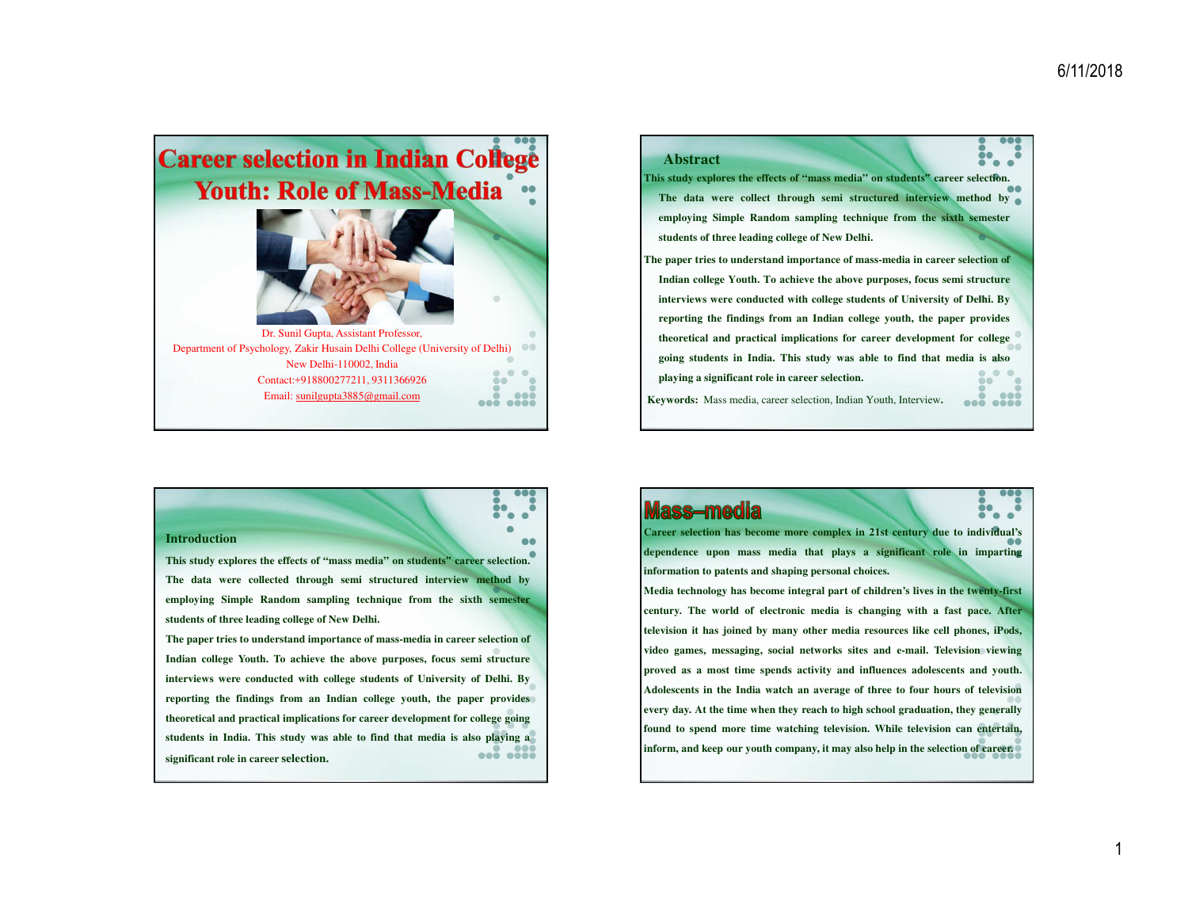# Career selection in Indian College Youth: Role of Mass-Media

Dr. Sunil Gupta, Assistant Professor,
Department of Psychology, Zakir Husain Delhi College (University of Delhi)
New Delhi-110002, India
Contact:+918800277211, 9311366926
Email: sunilgupta3885@gmail.com

## Abstract

This study explores the effects of "mass media" on students" career selection. The data were collect through semi structured interview method by employing Simple Random sampling technique from the sixth semester students of three leading college of New Delhi.

The paper tries to understand importance of mass-media in career selection of Indian college Youth. To achieve the above purposes, focus semi structure interviews were conducted with college students of University of Delhi. By reporting the findings from an Indian college youth, the paper provides theoretical and practical implications for career development for college going students in India. This study was able to find that media is also playing a significant role in career selection.

**Keywords:** Mass media, career selection, Indian Youth, Interview.

## Introduction

This study explores the effects of "mass media" on students" career selection. The data were collected through semi structured interview method by employing Simple Random sampling technique from the sixth semester students of three leading college of New Delhi.

The paper tries to understand importance of mass-media in career selection of Indian college Youth. To achieve the above purposes, focus semi structure interviews were conducted with college students of University of Delhi. By reporting the findings from an Indian college youth, the paper provides theoretical and practical implications for career development for college going students in India. This study was able to find that media is also playing a significant role in career selection.

## Mass–media

Career selection has become more complex in 21st century due to individual's dependence upon mass media that plays a significant role in imparting information to patents and shaping personal choices.

Media technology has become integral part of children's lives in the twenty-first century. The world of electronic media is changing with a fast pace. After television it has joined by many other media resources like cell phones, iPods, video games, messaging, social networks sites and e-mail. Television viewing proved as a most time spends activity and influences adolescents and youth. Adolescents in the India watch an average of three to four hours of television every day. At the time when they reach to high school graduation, they generally found to spend more time watching television. While television can entertain, inform, and keep our youth company, it may also help in the selection of career.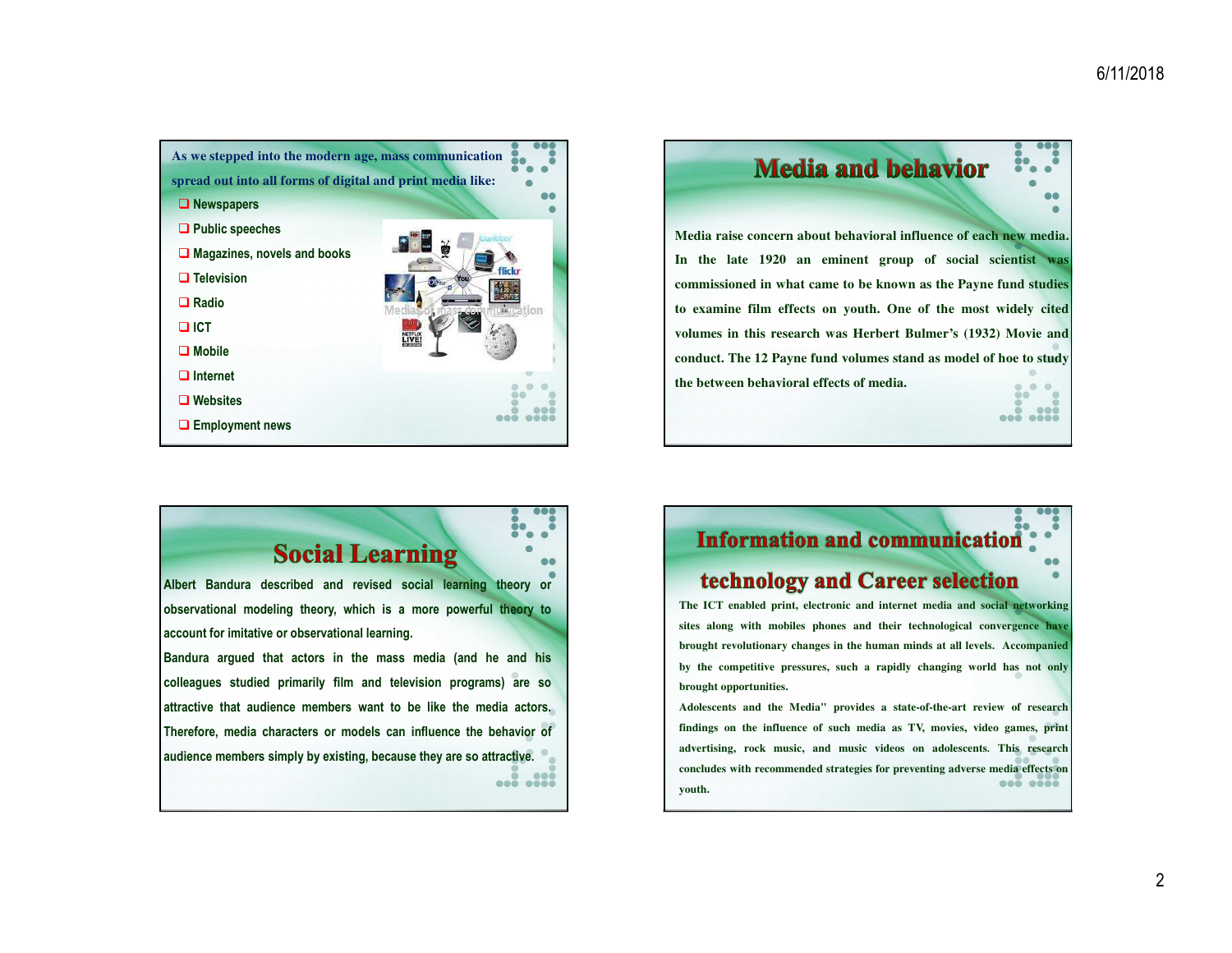As we stepped into the modern age, mass communication spread out into all forms of digital and print media like:

- Newspapers
- Public speeches
- Magazines, novels and books
- Television
- Radio
- ICT
- Mobile
- Internet
- Websites
- Employment news

## Media and behavior

Media raise concern about behavioral influence of each new media. In the late 1920 an eminent group of social scientist was commissioned in what came to be known as the Payne fund studies to examine film effects on youth. One of the most widely cited volumes in this research was Herbert Bulmer's (1932) Movie and conduct. The 12 Payne fund volumes stand as model of hoe to study the between behavioral effects of media.

## Social Learning

Albert Bandura described and revised social learning theory or observational modeling theory, which is a more powerful theory to account for imitative or observational learning.

Bandura argued that actors in the mass media (and he and his colleagues studied primarily film and television programs) are so attractive that audience members want to be like the media actors. Therefore, media characters or models can influence the behavior of audience members simply by existing, because they are so attractive.

## Information and communication technology and Career selection

The ICT enabled print, electronic and internet media and social networking sites along with mobiles phones and their technological convergence have brought revolutionary changes in the human minds at all levels. Accompanied by the competitive pressures, such a rapidly changing world has not only brought opportunities.

Adolescents and the Media" provides a state-of-the-art review of research findings on the influence of such media as TV, movies, video games, print advertising, rock music, and music videos on adolescents. This research concludes with recommended strategies for preventing adverse media effects on youth.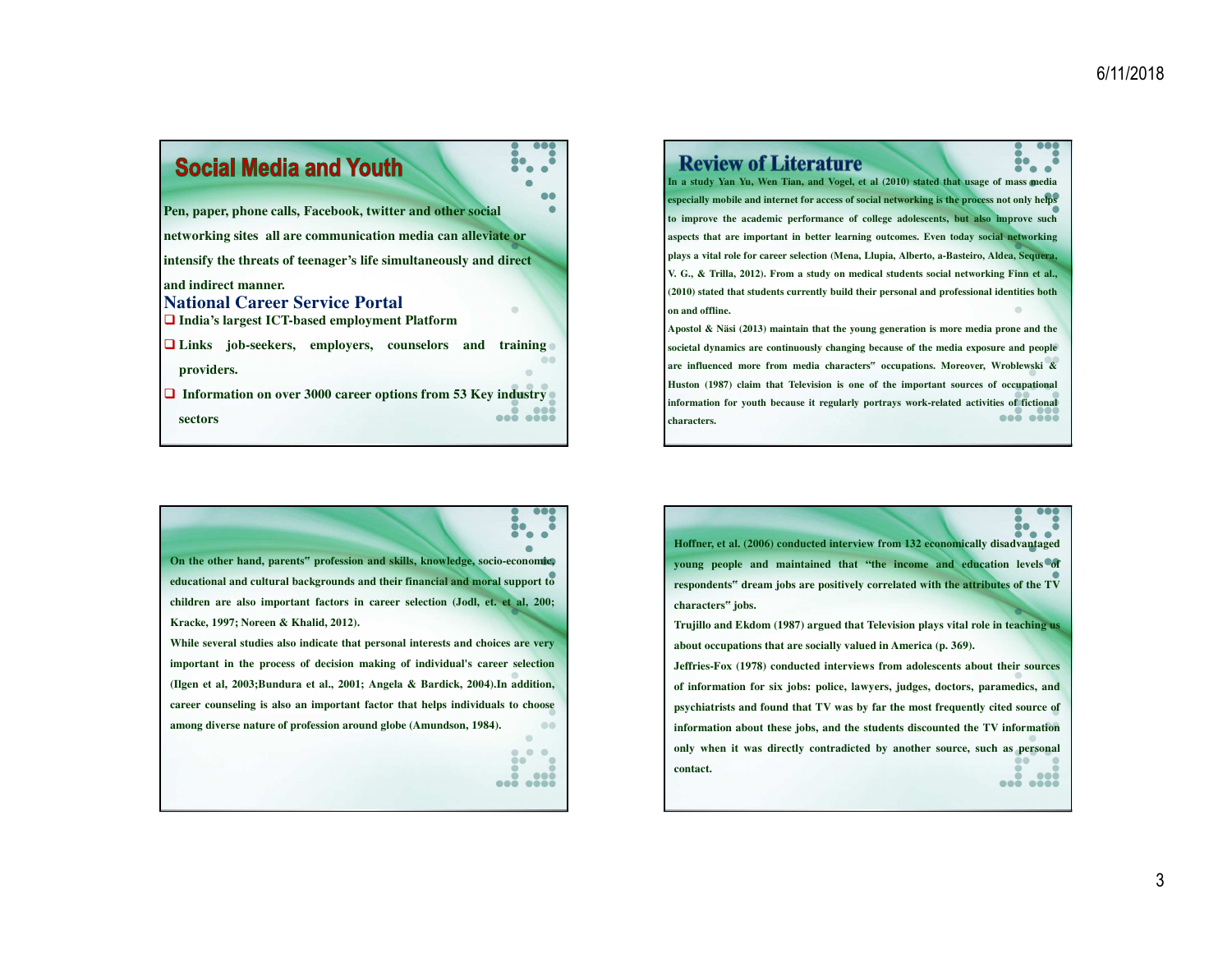## Social Media and Youth

Pen, paper, phone calls, Facebook, twitter and other social networking sites all are communication media can alleviate or intensify the threats of teenager's life simultaneously and direct and indirect manner.

### National Career Service Portal

- India's largest ICT-based employment Platform
- Links job-seekers, employers, counselors and training providers.
- Information on over 3000 career options from 53 Key industry sectors

## Review of Literature

In a study Yan Yu, Wen Tian, and Vogel, et al (2010) stated that usage of mass media especially mobile and internet for access of social networking is the process not only helps to improve the academic performance of college adolescents, but also improve such aspects that are important in better learning outcomes. Even today social networking plays a vital role for career selection (Mena, Llupia, Alberto, a-Basteiro, Aldea, Sequera, V. G., & Trilla, 2012). From a study on medical students social networking Finn et al., (2010) stated that students currently build their personal and professional identities both on and offline.

Apostol & Näsi (2013) maintain that the young generation is more media prone and the societal dynamics are continuously changing because of the media exposure and people are influenced more from media characters" occupations. Moreover, Wroblewski & Huston (1987) claim that Television is one of the important sources of occupational information for youth because it regularly portrays work-related activities of fictional characters.

On the other hand, parents" profession and skills, knowledge, socio-economic, educational and cultural backgrounds and their financial and moral support to children are also important factors in career selection (Jodl, et. et al, 200; Kracke, 1997; Noreen & Khalid, 2012).

While several studies also indicate that personal interests and choices are very important in the process of decision making of individual's career selection (Ilgen et al, 2003;Bundura et al., 2001; Angela & Bardick, 2004).In addition, career counseling is also an important factor that helps individuals to choose among diverse nature of profession around globe (Amundson, 1984).

Hoffner, et al. (2006) conducted interview from 132 economically disadvantaged young people and maintained that "the income and education levels of respondents" dream jobs are positively correlated with the attributes of the TV characters" jobs.

Trujillo and Ekdom (1987) argued that Television plays vital role in teaching us about occupations that are socially valued in America (p. 369).

Jeffries-Fox (1978) conducted interviews from adolescents about their sources of information for six jobs: police, lawyers, judges, doctors, paramedics, and psychiatrists and found that TV was by far the most frequently cited source of information about these jobs, and the students discounted the TV information only when it was directly contradicted by another source, such as personal contact.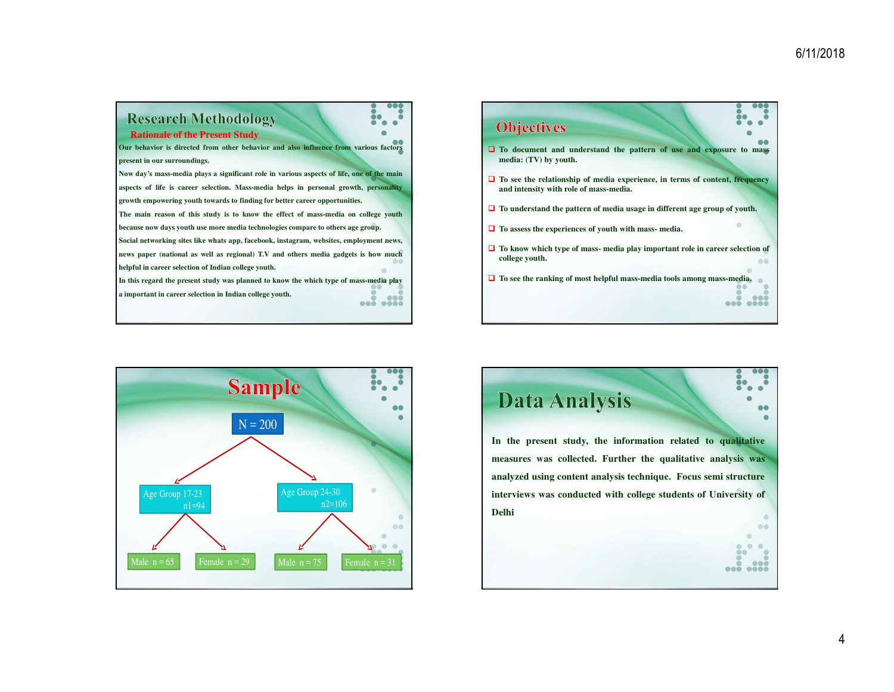## Research Methodology

### Rationale of the Present Study

Our behavior is directed from other behavior and also influence from various factors present in our surroundings.

Now day's mass-media plays a significant role in various aspects of life, one of the main aspects of life is career selection. Mass-media helps in personal growth, personality growth empowering youth towards to finding for better career opportunities.

The main reason of this study is to know the effect of mass-media on college youth because now days youth use more media technologies compare to others age group.

Social networking sites like whats app, facebook, instagram, websites, employment news, news paper (national as well as regional) T.V and others media gadgets is how much helpful in career selection of Indian college youth.

In this regard the present study was planned to know the which type of mass-media play a important in career selection in Indian college youth.

## Objectives

- To document and understand the pattern of use and exposure to mass media: (TV) by youth.
- To see the relationship of media experience, in terms of content, frequency and intensity with role of mass-media.
- To understand the pattern of media usage in different age group of youth.
- To assess the experiences of youth with mass- media.
- To know which type of mass- media play important role in career selection of college youth.
- To see the ranking of most helpful mass-media tools among mass-media.

## Sample

N = 200

- Age Group 17-23, n1=94
  - Male n = 65
  - Female n = 29
- Age Group 24-30, n2=106
  - Male n = 75
  - Female n = 31

## Data Analysis

In the present study, the information related to qualitative measures was collected. Further the qualitative analysis was analyzed using content analysis technique. Focus semi structure interviews was conducted with college students of University of Delhi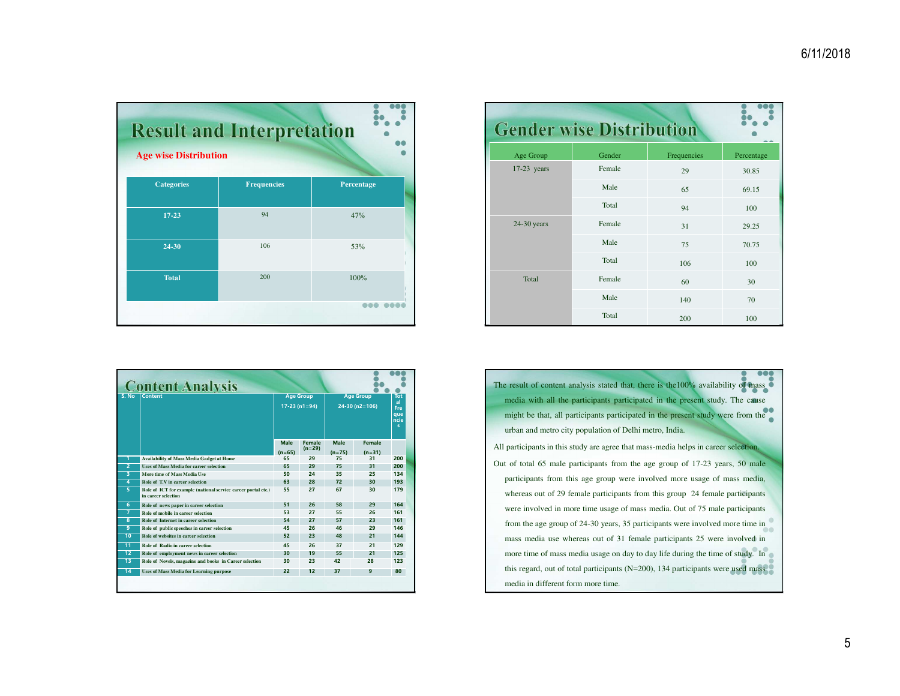# Result and Interpretation

## Age wise Distribution

| Categories | Frequencies | Percentage |
|---|---|---|
| 17-23 | 94 | 47% |
| 24-30 | 106 | 53% |
| Total | 200 | 100% |

# Gender wise Distribution

| Age Group | Gender | Frequencies | Percentage |
|---|---|---|---|
| 17-23 years | Female | 29 | 30.85 |
| | Male | 65 | 69.15 |
| | Total | 94 | 100 |
| 24-30 years | Female | 31 | 29.25 |
| | Male | 75 | 70.75 |
| | Total | 106 | 100 |
| Total | Female | 60 | 30 |
| | Male | 140 | 70 |
| | Total | 200 | 100 |

# Content Analysis

| S. No | Content | Age Group 17-23 (n1=94) | | Age Group 24-30 (n2=106) | | Total Frequencies |
|---|---|---|---|---|---|---|
| | | Male (n=65) | Female (n=29) | Male (n=75) | Female (n=31) | |
| 1 | Availability of Mass Media Gadget at Home | 65 | 29 | 75 | 31 | 200 |
| 2 | Uses of Mass Media for career selection | 65 | 29 | 75 | 31 | 200 |
| 3 | More time of Mass Media Use | 50 | 24 | 35 | 25 | 134 |
| 4 | Role of T.V in career selection | 63 | 28 | 72 | 30 | 193 |
| 5 | Role of ICT for example (national service career portal etc.) in career selection | 55 | 27 | 67 | 30 | 179 |
| 6 | Role of news paper in career selection | 51 | 26 | 58 | 29 | 164 |
| 7 | Role of mobile in career selection | 53 | 27 | 55 | 26 | 161 |
| 8 | Role of Internet in career selection | 54 | 27 | 57 | 23 | 161 |
| 9 | Role of public speeches in career selection | 45 | 26 | 46 | 29 | 146 |
| 10 | Role of websites in career selection | 52 | 23 | 48 | 21 | 144 |
| 11 | Role of Radio in career selection | 45 | 26 | 37 | 21 | 129 |
| 12 | Role of employment news in career selection | 30 | 19 | 55 | 21 | 125 |
| 13 | Role of Novels, magazine and books in Career selection | 30 | 23 | 42 | 28 | 123 |
| 14 | Uses of Mass Media for Learning purpose | 22 | 12 | 37 | 9 | 80 |

The result of content analysis stated that, there is the100% availability of mass media with all the participants participated in the present study. The cause might be that, all participants participated in the present study were from the urban and metro city population of Delhi metro, India.

All participants in this study are agree that mass-media helps in career selection.

Out of total 65 male participants from the age group of 17-23 years, 50 male participants from this age group were involved more usage of mass media, whereas out of 29 female participants from this group 24 female participants were involved in more time usage of mass media. Out of 75 male participants from the age group of 24-30 years, 35 participants were involved more time in mass media use whereas out of 31 female participants 25 were involved in more time of mass media usage on day to day life during the time of study. In this regard, out of total participants (N=200), 134 participants were used mass media in different form more time.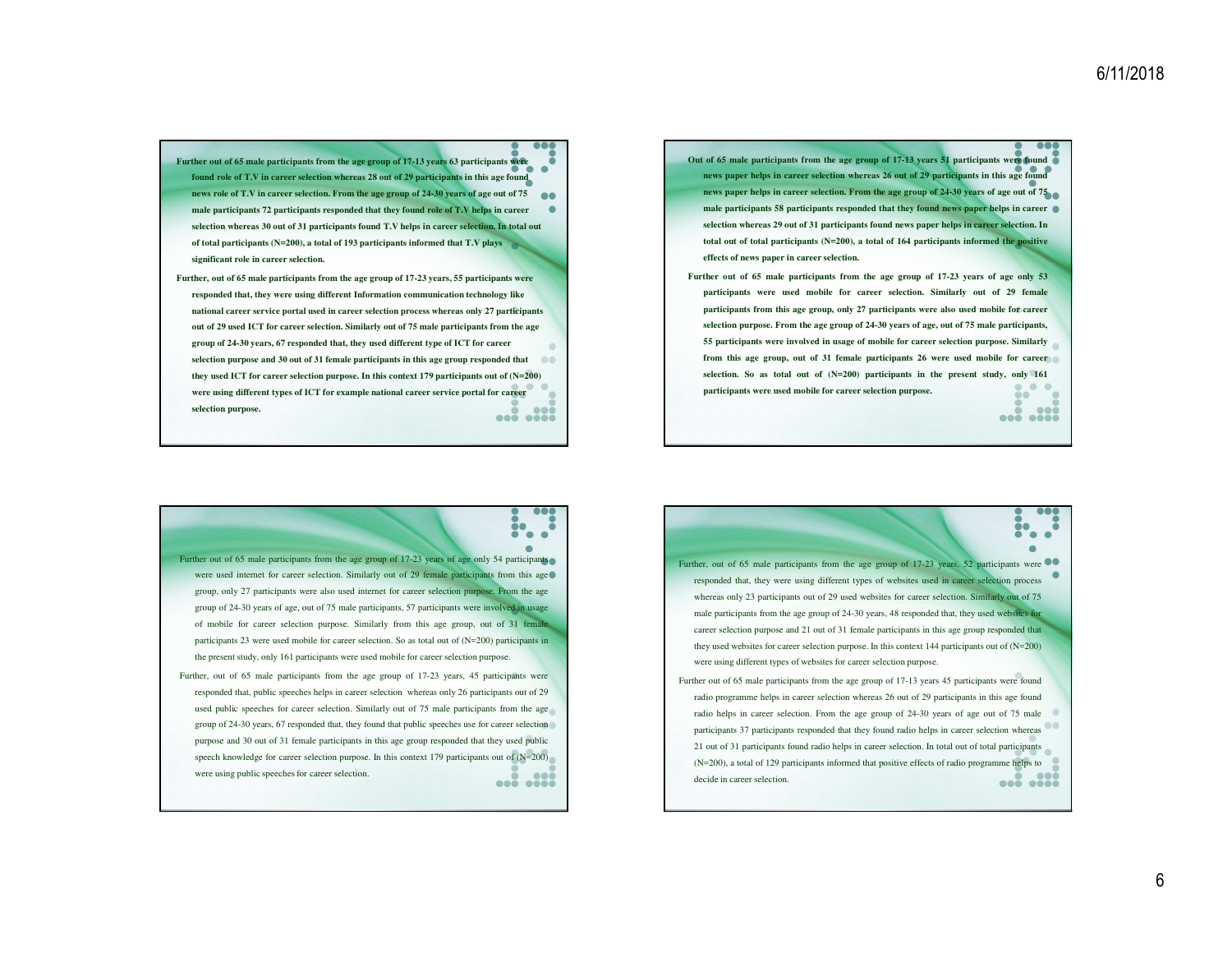**Further out of 65 male participants from the age group of 17-13 years 63 participants were found role of T.V in career selection whereas 28 out of 29 participants in this age found news role of T.V in career selection. From the age group of 24-30 years of age out of 75 male participants 72 participants responded that they found role of T.V helps in career selection whereas 30 out of 31 participants found T.V helps in career selection. In total out of total participants (N=200), a total of 193 participants informed that T.V plays significant role in career selection.**

**Further, out of 65 male participants from the age group of 17-23 years, 55 participants were responded that, they were using different Information communication technology like national career service portal used in career selection process whereas only 27 participants out of 29 used ICT for career selection. Similarly out of 75 male participants from the age group of 24-30 years, 67 responded that, they used different type of ICT for career selection purpose and 30 out of 31 female participants in this age group responded that they used ICT for career selection purpose. In this context 179 participants out of (N=200) were using different types of ICT for example national career service portal for career selection purpose.**

**Out of 65 male participants from the age group of 17-13 years 51 participants were found news paper helps in career selection whereas 26 out of 29 participants in this age found news paper helps in career selection. From the age group of 24-30 years of age out of 75 male participants 58 participants responded that they found news paper helps in career selection whereas 29 out of 31 participants found news paper helps in career selection. In total out of total participants (N=200), a total of 164 participants informed the positive effects of news paper in career selection.**

**Further out of 65 male participants from the age group of 17-23 years of age only 53 participants were used mobile for career selection. Similarly out of 29 female participants from this age group, only 27 participants were also used mobile for career selection purpose. From the age group of 24-30 years of age, out of 75 male participants, 55 participants were involved in usage of mobile for career selection purpose. Similarly from this age group, out of 31 female participants 26 were used mobile for career selection. So as total out of (N=200) participants in the present study, only 161 participants were used mobile for career selection purpose.**

Further out of 65 male participants from the age group of 17-23 years of age only 54 participants were used internet for career selection. Similarly out of 29 female participants from this age group, only 27 participants were also used internet for career selection purpose. From the age group of 24-30 years of age, out of 75 male participants, 57 participants were involved in usage of mobile for career selection purpose. Similarly from this age group, out of 31 female participants 23 were used mobile for career selection. So as total out of (N=200) participants in the present study, only 161 participants were used mobile for career selection purpose.

Further, out of 65 male participants from the age group of 17-23 years, 45 participants were responded that, public speeches helps in career selection whereas only 26 participants out of 29 used public speeches for career selection. Similarly out of 75 male participants from the age group of 24-30 years, 67 responded that, they found that public speeches use for career selection purpose and 30 out of 31 female participants in this age group responded that they used public speech knowledge for career selection purpose. In this context 179 participants out of (N=200) were using public speeches for career selection.

Further, out of 65 male participants from the age group of 17-23 years, 52 participants were responded that, they were using different types of websites used in career selection process whereas only 23 participants out of 29 used websites for career selection. Similarly out of 75 male participants from the age group of 24-30 years, 48 responded that, they used websites for career selection purpose and 21 out of 31 female participants in this age group responded that they used websites for career selection purpose. In this context 144 participants out of (N=200) were using different types of websites for career selection purpose.

Further out of 65 male participants from the age group of 17-13 years 45 participants were found radio programme helps in career selection whereas 26 out of 29 participants in this age found radio helps in career selection. From the age group of 24-30 years of age out of 75 male participants 37 participants responded that they found radio helps in career selection whereas 21 out of 31 participants found radio helps in career selection. In total out of total participants (N=200), a total of 129 participants informed that positive effects of radio programme helps to decide in career selection.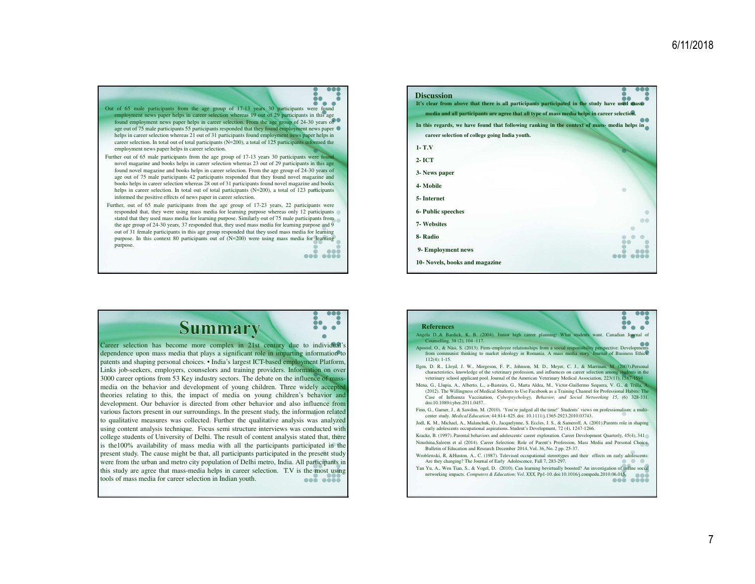Out of 65 male participants from the age group of 17-13 years 30 participants were found employment news paper helps in career selection whereas 19 out of 29 participants in this age found employment news paper helps in career selection. From the age group of 24-30 years of age out of 75 male participants 55 participants responded that they found employment news paper helps in career selection whereas 21 out of 31 participants found employment news paper helps in career selection. In total out of total participants (N=200), a total of 125 participants informed the employment news paper helps in career selection.

Further out of 65 male participants from the age group of 17-13 years 30 participants were found novel magazine and books helps in career selection whereas 23 out of 29 participants in this age found novel magazine and books helps in career selection. From the age group of 24-30 years of age out of 75 male participants 42 participants responded that they found novel magazine and books helps in career selection whereas 28 out of 31 participants found novel magazine and books helps in career selection. In total out of total participants (N=200), a total of 123 participants informed the positive effects of news paper in career selection.

Further, out of 65 male participants from the age group of 17-23 years, 22 participants were responded that, they were using mass media for learning purpose whereas only 12 participants stated that they used mass media for learning purpose. Similarly out of 75 male participants from the age group of 24-30 years, 37 responded that, they used mass media for learning purpose and 9 out of 31 female participants in this age group responded that they used mass media for learning purpose. In this context 80 participants out of (N=200) were using mass media for learning purpose.

## Discussion

**It's clear from above that there is all participants participated in the study have used mass-media and all participants are agree that all type of mass media helps in career selection.**

**In this regards, we have found that following ranking in the context of mass- media helps in career selection of college going India youth.**

**1- T.V**

**2- ICT**

**3- News paper**

**4- Mobile**

**5- Internet**

**6- Public speeches**

**7- Websites**

**8- Radio**

**9- Employment news**

**10- Novels, books and magazine**

# Summary

Career selection has become more complex in 21st century due to individual's dependence upon mass media that plays a significant role in imparting information to patents and shaping personal choices. • India's largest ICT-based employment Platform, Links job-seekers, employers, counselors and training providers. Information on over 3000 career options from 53 Key industry sectors. The debate on the influence of mass-media on the behavior and development of young children. Three widely accepted theories relating to this, the impact of media on young children's behavior and development. Our behavior is directed from other behavior and also influence from various factors present in our surroundings. In the present study, the information related to qualitative measures was collected. Further the qualitative analysis was analyzed using content analysis technique. Focus semi structure interviews was conducted with college students of University of Delhi. The result of content analysis stated that, there is the100% availability of mass media with all the participants participated in the present study. The cause might be that, all participants participated in the present study were from the urban and metro city population of Delhi metro, India. All participants in this study are agree that mass-media helps in career selection. T.V is the most using tools of mass media for career selection in Indian youth.

## References

Angela D.,& Bardick, K. B. (2004). Junior high career planning: What students want. Canadian Journal of Counselling, 38 (2), 104 -117.

Apostol, O., & Näsi, S. (2013). Firm–employee relationships from a social responsibility perspective: Developments from communist thinking to market ideology in Romania. A mass media story. Journal of Business Ethics, 112(4): 1-15.

Ilgen, D. R., Lloyd, J. W., Morgeson, F. P., Johnson, M. D., Meyer, C. J., & Marrinan, M. (2003).Personal characteristics, knowledge of the veterinary profession, and influences on career selection among students in the veterinary school applicant pool. Journal of the American Veterinary Medical Association, 223(11), 1587-1594

Mena, G., Llupia, A., Alberto, L., a-Basteiro. G., Marta Aldea, M., Victor-Guillermo Sequera, V. G., & Trilla, A. (2012). The Willingness of Medical Students to Use Facebook as a Training Channel for Professional Habits: The Case of Influenza Vaccination, *Cyberpsychology, Behavior, and Social Networking 15*, (6) 328-331. doi:10.1089/cyber.2011.0457.

Finn, G., Garner, J., & Sawdon, M. (2010). 'You're judged all the time!' Students' views on professionalism: a multi-center study. *Medical Education*; 44:814–825. doi: 10.1111/j.1365-2923.2010.03743.

Jodl, K. M., Michael, A., Malanchuk, O., Jacquelynne, S. Eccles, J. S., & Sameroff, A. (2001).Parents role in shaping early adolescents occupational aspirations. Student's Development, 72 (4), 1247-1266.

Kracke, B. (1997). Parental behaviors and adolescents' career exploration. Career Development Quarterly, 45(4), 341

Noushina,Saleem et al (2014). Career Selection: Role of Parent's Profession, Mass Media and Personal Choice, Bulletin of Education and Research December 2014, Vol. 36, No. 2 pp. 25-37.

Wroblewski, R, &Huston, A., C. (1987). Televised occupational stereotypes and their effects on early adolescents: Are they changing? The Journal of Early Adolescence, Fall 7, 283-297.

Yan Yu, A., Wen Tian, S., & Vogel, D. (2010). Can learning bevirtually boosted? An investigation of online social networking impacts. *Computers & Education; Vol. XXX*, Pp1-10. doi:10.1016/j.compedu.2010.06.015.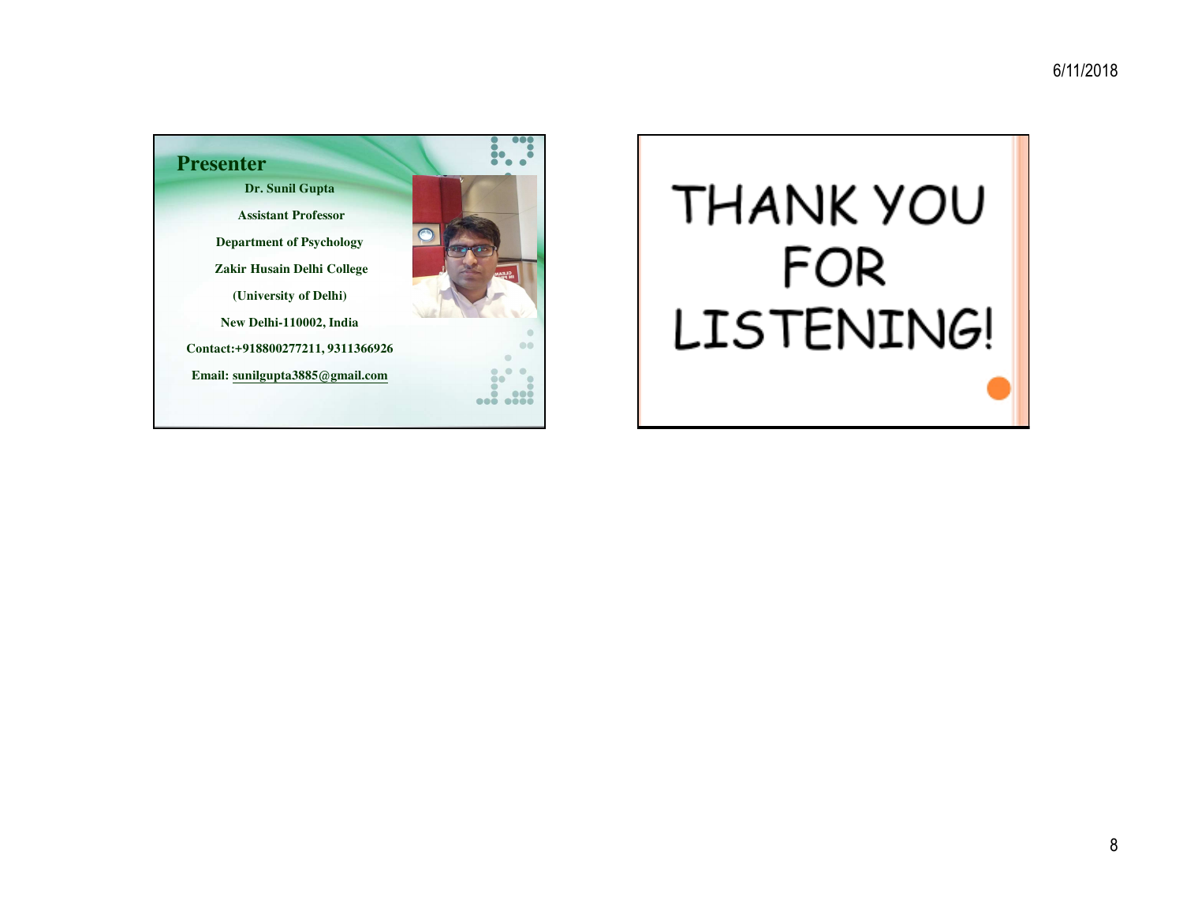## Presenter

**Dr. Sunil Gupta**

**Assistant Professor**

**Department of Psychology**

**Zakir Husain Delhi College**

**(University of Delhi)**

**New Delhi-110002, India**

**Contact:+918800277211, 9311366926**

**Email: sunilgupta3885@gmail.com**

# THANK YOU FOR LISTENING!